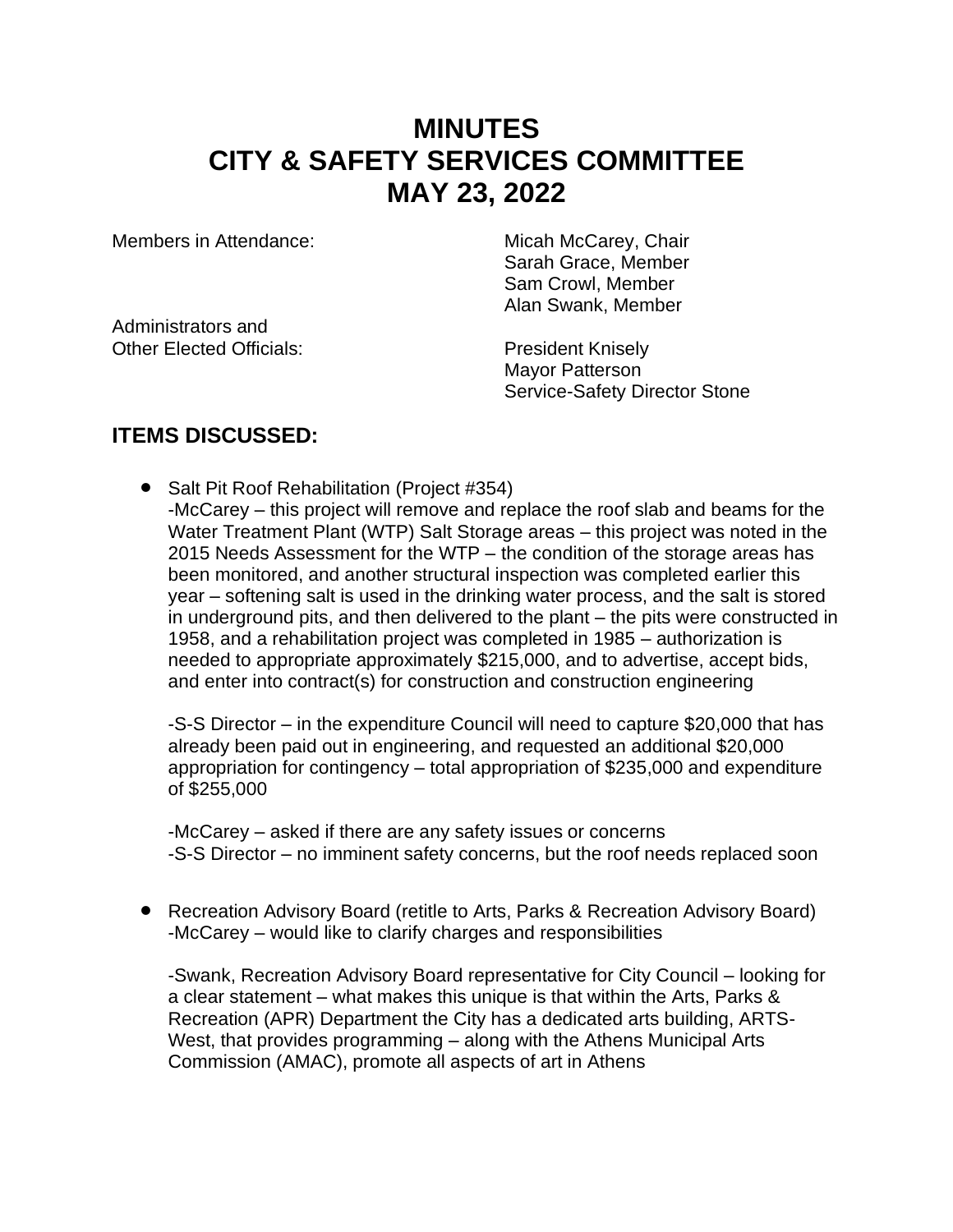# MINUTES
# CITY & SAFETY SERVICES COMMITTEE
# MAY 23, 2022

| | |
|---|---|
| Members in Attendance: | Micah McCarey, Chair<br>Sarah Grace, Member<br>Sam Crowl, Member<br>Alan Swank, Member |
| Administrators and Other Elected Officials: | President Knisely<br>Mayor Patterson<br>Service-Safety Director Stone |

## ITEMS DISCUSSED:

- Salt Pit Roof Rehabilitation (Project #354)
  -McCarey – this project will remove and replace the roof slab and beams for the Water Treatment Plant (WTP) Salt Storage areas – this project was noted in the 2015 Needs Assessment for the WTP – the condition of the storage areas has been monitored, and another structural inspection was completed earlier this year – softening salt is used in the drinking water process, and the salt is stored in underground pits, and then delivered to the plant – the pits were constructed in 1958, and a rehabilitation project was completed in 1985 – authorization is needed to appropriate approximately $215,000, and to advertise, accept bids, and enter into contract(s) for construction and construction engineering

  -S-S Director – in the expenditure Council will need to capture $20,000 that has already been paid out in engineering, and requested an additional $20,000 appropriation for contingency – total appropriation of $235,000 and expenditure of $255,000

  -McCarey – asked if there are any safety issues or concerns
  -S-S Director – no imminent safety concerns, but the roof needs replaced soon

- Recreation Advisory Board (retitle to Arts, Parks & Recreation Advisory Board)
  -McCarey – would like to clarify charges and responsibilities

  -Swank, Recreation Advisory Board representative for City Council – looking for a clear statement – what makes this unique is that within the Arts, Parks & Recreation (APR) Department the City has a dedicated arts building, ARTS-West, that provides programming – along with the Athens Municipal Arts Commission (AMAC), promote all aspects of art in Athens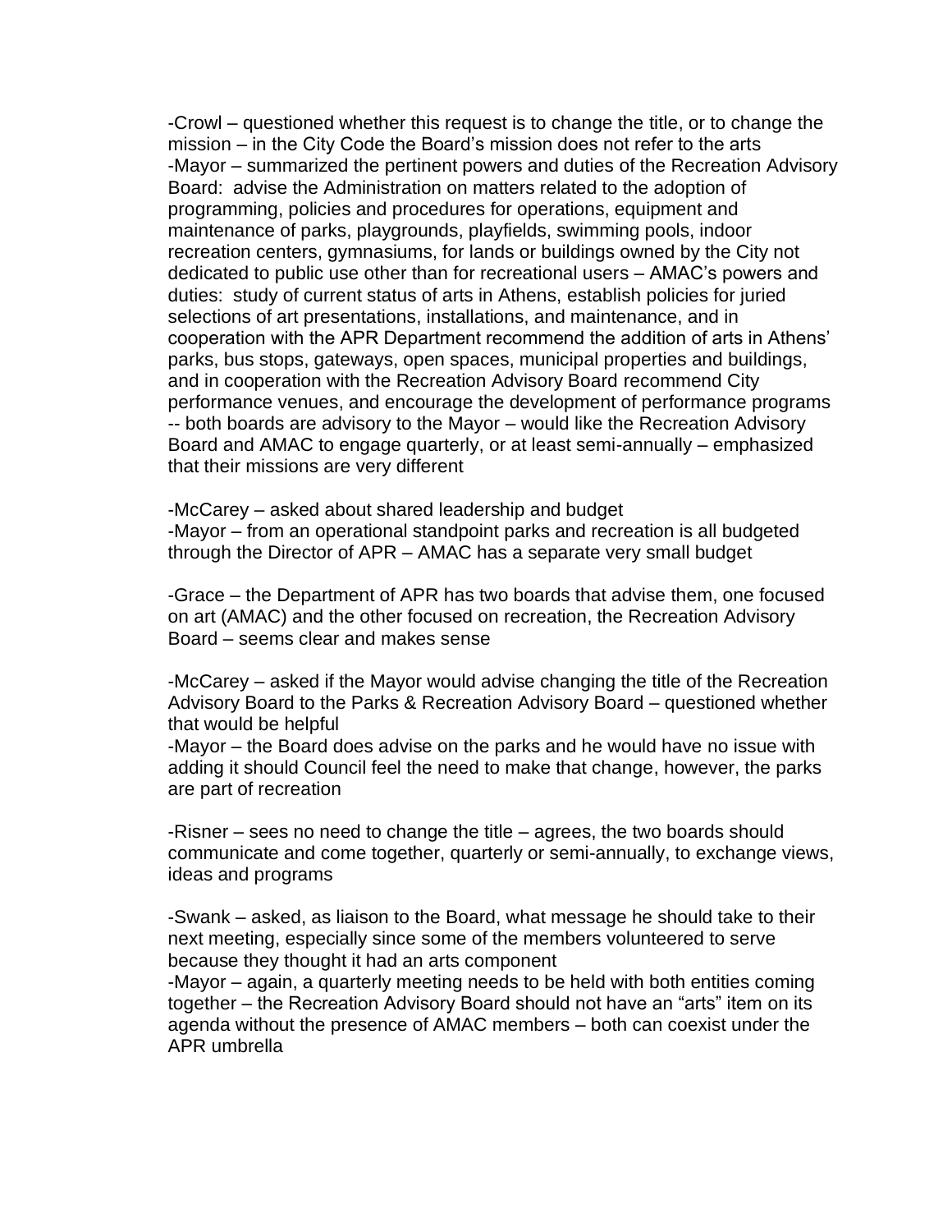-Crowl – questioned whether this request is to change the title, or to change the mission – in the City Code the Board's mission does not refer to the arts
-Mayor – summarized the pertinent powers and duties of the Recreation Advisory Board: advise the Administration on matters related to the adoption of programming, policies and procedures for operations, equipment and maintenance of parks, playgrounds, playfields, swimming pools, indoor recreation centers, gymnasiums, for lands or buildings owned by the City not dedicated to public use other than for recreational users – AMAC's powers and duties: study of current status of arts in Athens, establish policies for juried selections of art presentations, installations, and maintenance, and in cooperation with the APR Department recommend the addition of arts in Athens' parks, bus stops, gateways, open spaces, municipal properties and buildings, and in cooperation with the Recreation Advisory Board recommend City performance venues, and encourage the development of performance programs -- both boards are advisory to the Mayor – would like the Recreation Advisory Board and AMAC to engage quarterly, or at least semi-annually – emphasized that their missions are very different

-McCarey – asked about shared leadership and budget
-Mayor – from an operational standpoint parks and recreation is all budgeted through the Director of APR – AMAC has a separate very small budget

-Grace – the Department of APR has two boards that advise them, one focused on art (AMAC) and the other focused on recreation, the Recreation Advisory Board – seems clear and makes sense

-McCarey – asked if the Mayor would advise changing the title of the Recreation Advisory Board to the Parks & Recreation Advisory Board – questioned whether that would be helpful
-Mayor – the Board does advise on the parks and he would have no issue with adding it should Council feel the need to make that change, however, the parks are part of recreation

-Risner – sees no need to change the title – agrees, the two boards should communicate and come together, quarterly or semi-annually, to exchange views, ideas and programs

-Swank – asked, as liaison to the Board, what message he should take to their next meeting, especially since some of the members volunteered to serve because they thought it had an arts component
-Mayor – again, a quarterly meeting needs to be held with both entities coming together – the Recreation Advisory Board should not have an "arts" item on its agenda without the presence of AMAC members – both can coexist under the APR umbrella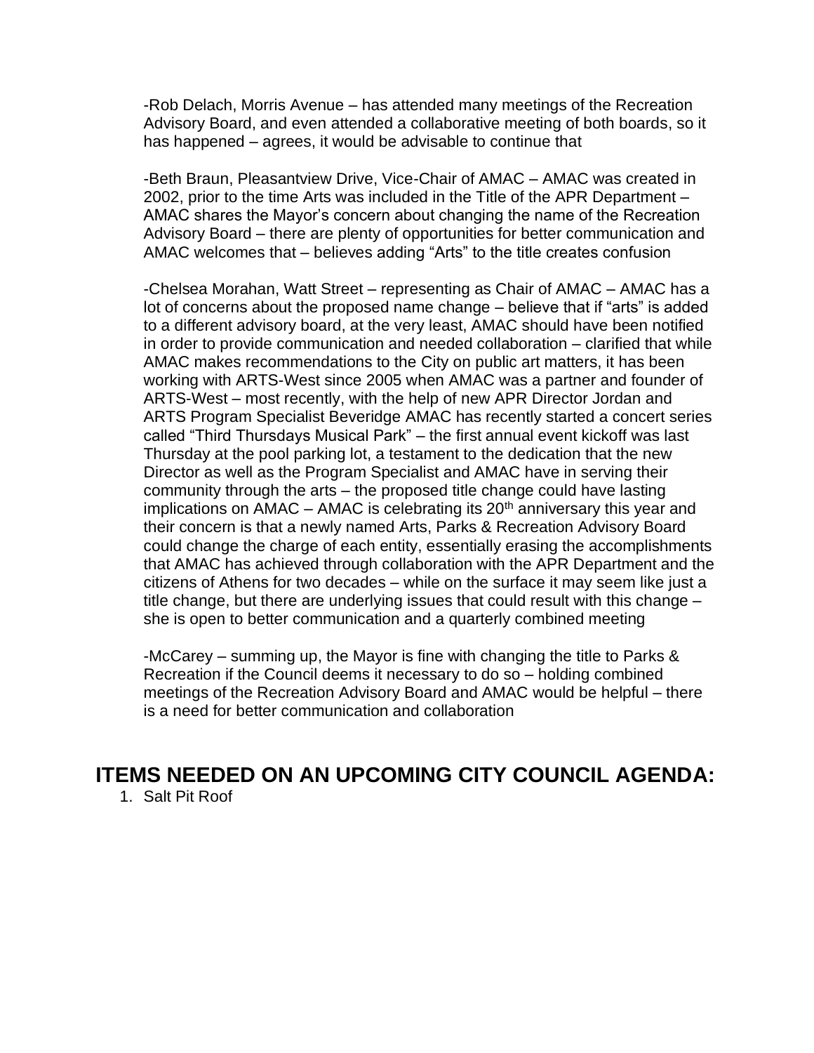-Rob Delach, Morris Avenue – has attended many meetings of the Recreation Advisory Board, and even attended a collaborative meeting of both boards, so it has happened – agrees, it would be advisable to continue that

-Beth Braun, Pleasantview Drive, Vice-Chair of AMAC – AMAC was created in 2002, prior to the time Arts was included in the Title of the APR Department – AMAC shares the Mayor's concern about changing the name of the Recreation Advisory Board – there are plenty of opportunities for better communication and AMAC welcomes that – believes adding "Arts" to the title creates confusion

-Chelsea Morahan, Watt Street – representing as Chair of AMAC – AMAC has a lot of concerns about the proposed name change – believe that if "arts" is added to a different advisory board, at the very least, AMAC should have been notified in order to provide communication and needed collaboration – clarified that while AMAC makes recommendations to the City on public art matters, it has been working with ARTS-West since 2005 when AMAC was a partner and founder of ARTS-West – most recently, with the help of new APR Director Jordan and ARTS Program Specialist Beveridge AMAC has recently started a concert series called "Third Thursdays Musical Park" – the first annual event kickoff was last Thursday at the pool parking lot, a testament to the dedication that the new Director as well as the Program Specialist and AMAC have in serving their community through the arts – the proposed title change could have lasting implications on AMAC – AMAC is celebrating its 20th anniversary this year and their concern is that a newly named Arts, Parks & Recreation Advisory Board could change the charge of each entity, essentially erasing the accomplishments that AMAC has achieved through collaboration with the APR Department and the citizens of Athens for two decades – while on the surface it may seem like just a title change, but there are underlying issues that could result with this change – she is open to better communication and a quarterly combined meeting

-McCarey – summing up, the Mayor is fine with changing the title to Parks & Recreation if the Council deems it necessary to do so – holding combined meetings of the Recreation Advisory Board and AMAC would be helpful – there is a need for better communication and collaboration

## ITEMS NEEDED ON AN UPCOMING CITY COUNCIL AGENDA:

1. Salt Pit Roof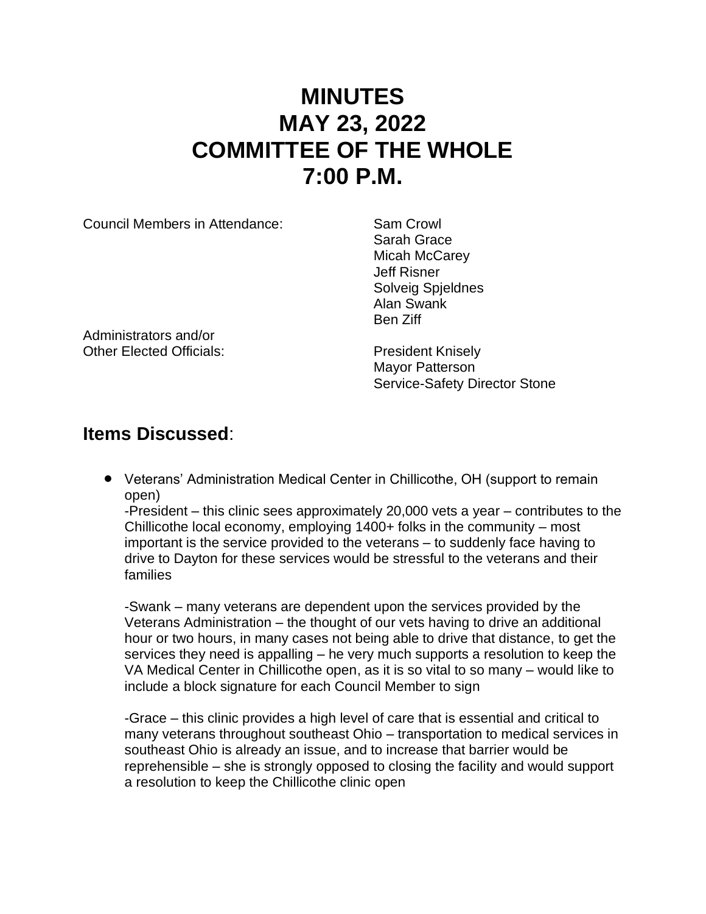# MINUTES
# MAY 23, 2022
# COMMITTEE OF THE WHOLE
# 7:00 P.M.

| Council Members in Attendance: | Sam Crowl<br>Sarah Grace<br>Micah McCarey<br>Jeff Risner<br>Solveig Spjeldnes<br>Alan Swank<br>Ben Ziff |
|---|---|
| Administrators and/or Other Elected Officials: | President Knisely<br>Mayor Patterson<br>Service-Safety Director Stone |

## **Items Discussed**:

- Veterans' Administration Medical Center in Chillicothe, OH (support to remain open)

  -President – this clinic sees approximately 20,000 vets a year – contributes to the Chillicothe local economy, employing 1400+ folks in the community – most important is the service provided to the veterans – to suddenly face having to drive to Dayton for these services would be stressful to the veterans and their families

  -Swank – many veterans are dependent upon the services provided by the Veterans Administration – the thought of our vets having to drive an additional hour or two hours, in many cases not being able to drive that distance, to get the services they need is appalling – he very much supports a resolution to keep the VA Medical Center in Chillicothe open, as it is so vital to so many – would like to include a block signature for each Council Member to sign

  -Grace – this clinic provides a high level of care that is essential and critical to many veterans throughout southeast Ohio – transportation to medical services in southeast Ohio is already an issue, and to increase that barrier would be reprehensible – she is strongly opposed to closing the facility and would support a resolution to keep the Chillicothe clinic open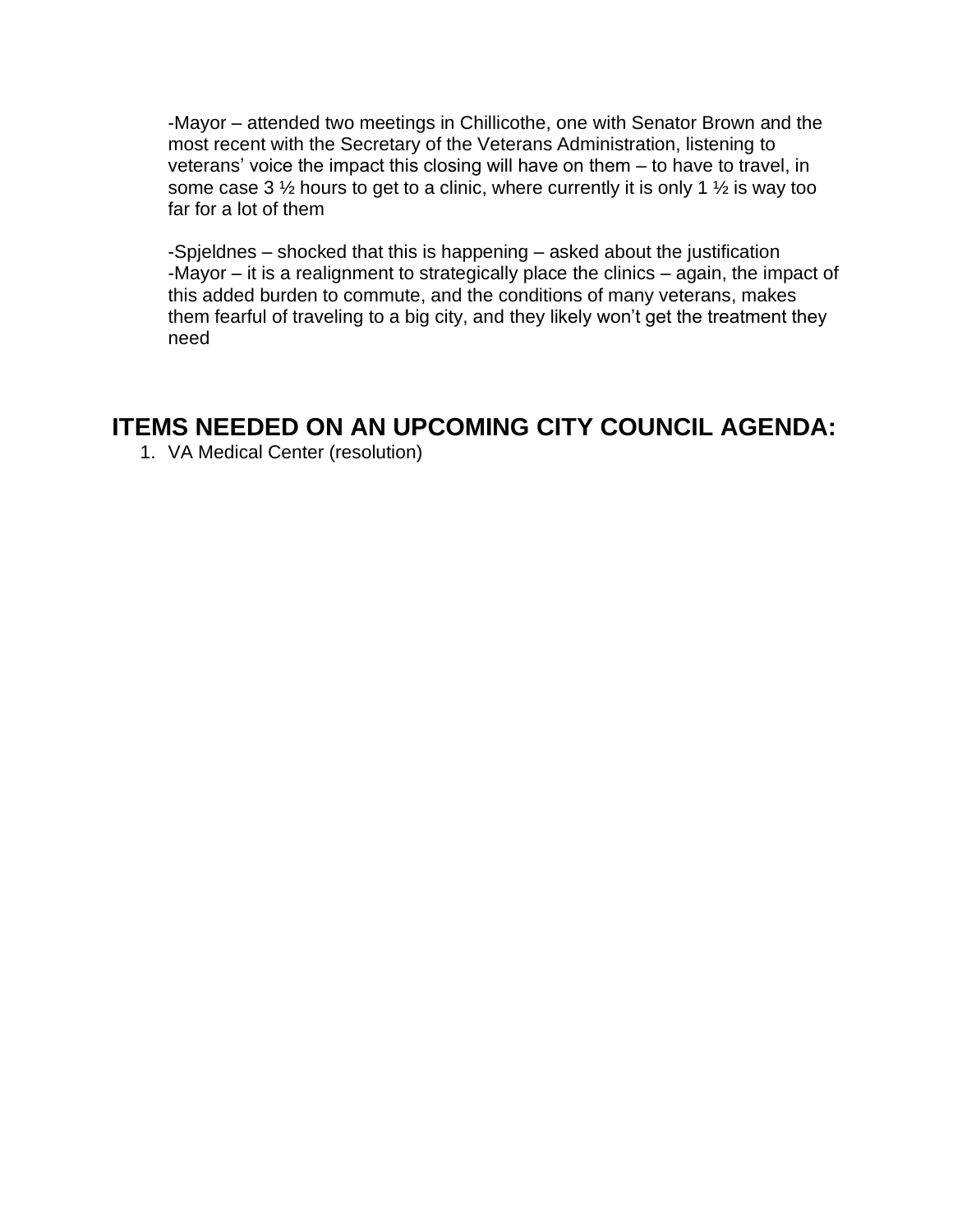-Mayor – attended two meetings in Chillicothe, one with Senator Brown and the most recent with the Secretary of the Veterans Administration, listening to veterans' voice the impact this closing will have on them – to have to travel, in some case 3 ½ hours to get to a clinic, where currently it is only 1 ½ is way too far for a lot of them

-Spjeldnes – shocked that this is happening – asked about the justification
-Mayor – it is a realignment to strategically place the clinics – again, the impact of this added burden to commute, and the conditions of many veterans, makes them fearful of traveling to a big city, and they likely won't get the treatment they need

## ITEMS NEEDED ON AN UPCOMING CITY COUNCIL AGENDA:

1. VA Medical Center (resolution)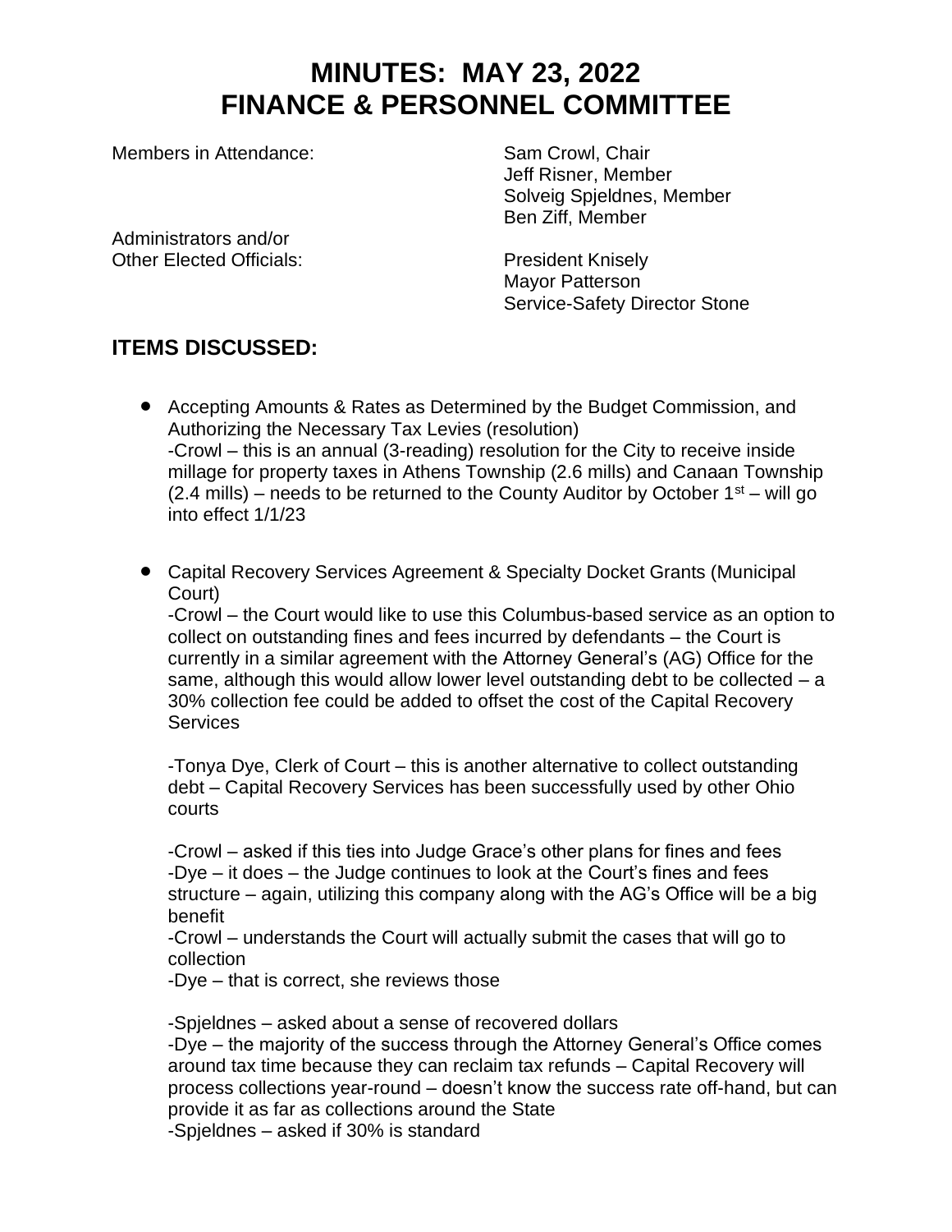# MINUTES: MAY 23, 2022
# FINANCE & PERSONNEL COMMITTEE

Members in Attendance: Sam Crowl, Chair
Jeff Risner, Member
Solveig Spjeldnes, Member
Ben Ziff, Member

Administrators and/or
Other Elected Officials: President Knisely
Mayor Patterson
Service-Safety Director Stone

## ITEMS DISCUSSED:

- Accepting Amounts & Rates as Determined by the Budget Commission, and Authorizing the Necessary Tax Levies (resolution)
  -Crowl – this is an annual (3-reading) resolution for the City to receive inside millage for property taxes in Athens Township (2.6 mills) and Canaan Township (2.4 mills) – needs to be returned to the County Auditor by October 1st – will go into effect 1/1/23

- Capital Recovery Services Agreement & Specialty Docket Grants (Municipal Court)
  -Crowl – the Court would like to use this Columbus-based service as an option to collect on outstanding fines and fees incurred by defendants – the Court is currently in a similar agreement with the Attorney General's (AG) Office for the same, although this would allow lower level outstanding debt to be collected – a 30% collection fee could be added to offset the cost of the Capital Recovery Services

  -Tonya Dye, Clerk of Court – this is another alternative to collect outstanding debt – Capital Recovery Services has been successfully used by other Ohio courts

  -Crowl – asked if this ties into Judge Grace's other plans for fines and fees
  -Dye – it does – the Judge continues to look at the Court's fines and fees structure – again, utilizing this company along with the AG's Office will be a big benefit
  -Crowl – understands the Court will actually submit the cases that will go to collection
  -Dye – that is correct, she reviews those

  -Spjeldnes – asked about a sense of recovered dollars
  -Dye – the majority of the success through the Attorney General's Office comes around tax time because they can reclaim tax refunds – Capital Recovery will process collections year-round – doesn't know the success rate off-hand, but can provide it as far as collections around the State
  -Spjeldnes – asked if 30% is standard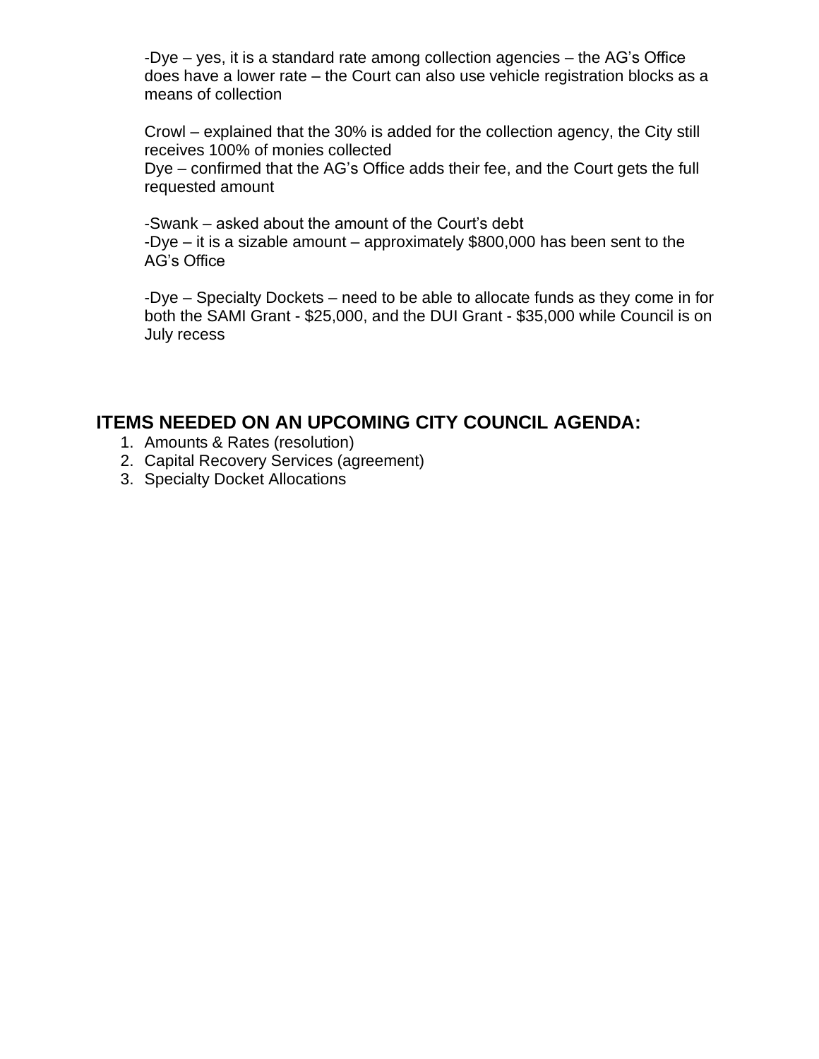-Dye – yes, it is a standard rate among collection agencies – the AG's Office does have a lower rate – the Court can also use vehicle registration blocks as a means of collection

Crowl – explained that the 30% is added for the collection agency, the City still receives 100% of monies collected
Dye – confirmed that the AG's Office adds their fee, and the Court gets the full requested amount

-Swank – asked about the amount of the Court's debt
-Dye – it is a sizable amount – approximately $800,000 has been sent to the AG's Office

-Dye – Specialty Dockets – need to be able to allocate funds as they come in for both the SAMI Grant - $25,000, and the DUI Grant - $35,000 while Council is on July recess

## ITEMS NEEDED ON AN UPCOMING CITY COUNCIL AGENDA:

1. Amounts & Rates (resolution)
2. Capital Recovery Services (agreement)
3. Specialty Docket Allocations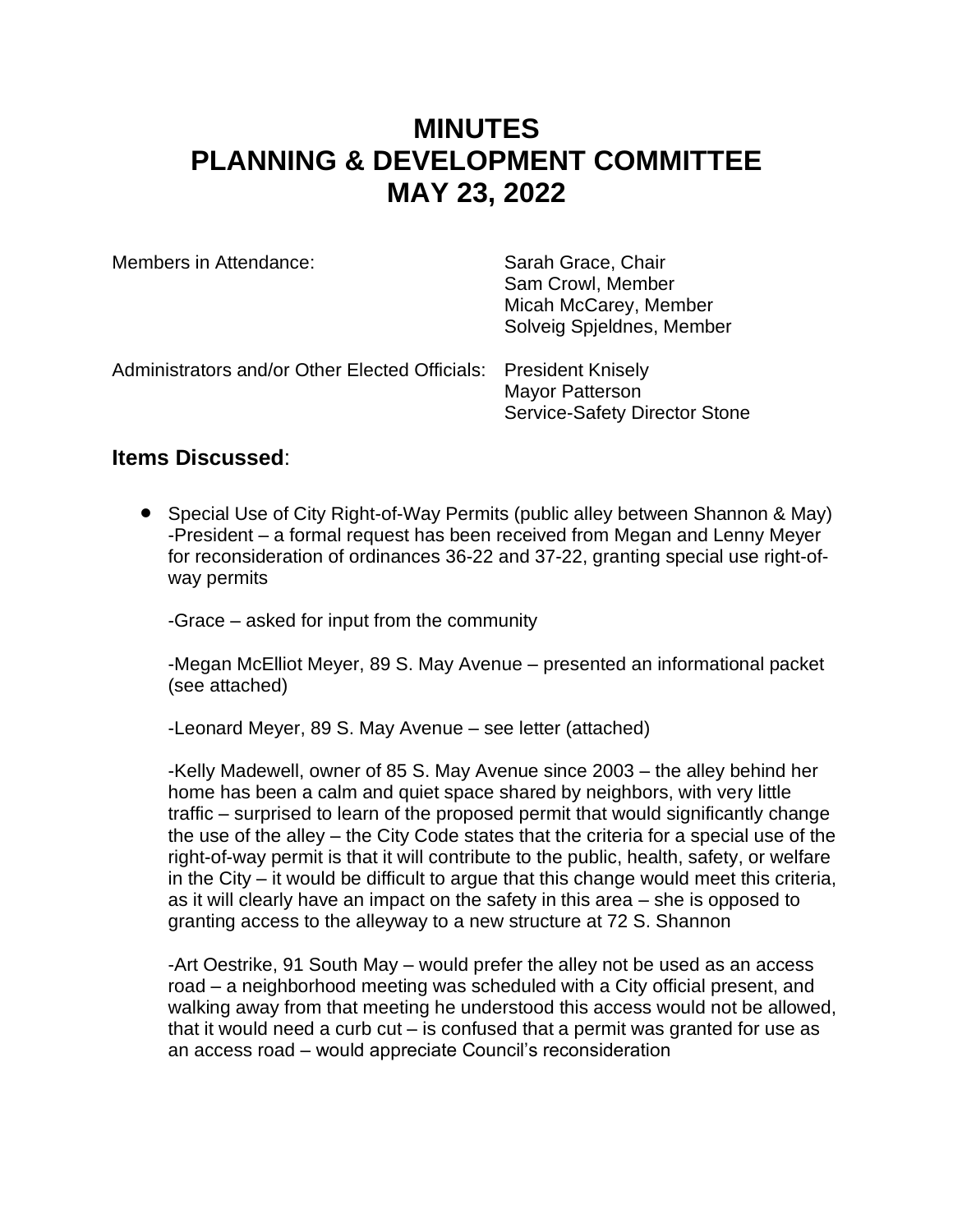# MINUTES
# PLANNING & DEVELOPMENT COMMITTEE
# MAY 23, 2022

| | |
|---|---|
| Members in Attendance: | Sarah Grace, Chair<br>Sam Crowl, Member<br>Micah McCarey, Member<br>Solveig Spjeldnes, Member |
| Administrators and/or Other Elected Officials: | President Knisely<br>Mayor Patterson<br>Service-Safety Director Stone |

## **Items Discussed**:

- Special Use of City Right-of-Way Permits (public alley between Shannon & May) -President – a formal request has been received from Megan and Lenny Meyer for reconsideration of ordinances 36-22 and 37-22, granting special use right-of-way permits

  -Grace – asked for input from the community

  -Megan McElliot Meyer, 89 S. May Avenue – presented an informational packet (see attached)

  -Leonard Meyer, 89 S. May Avenue – see letter (attached)

  -Kelly Madewell, owner of 85 S. May Avenue since 2003 – the alley behind her home has been a calm and quiet space shared by neighbors, with very little traffic – surprised to learn of the proposed permit that would significantly change the use of the alley – the City Code states that the criteria for a special use of the right-of-way permit is that it will contribute to the public, health, safety, or welfare in the City – it would be difficult to argue that this change would meet this criteria, as it will clearly have an impact on the safety in this area – she is opposed to granting access to the alleyway to a new structure at 72 S. Shannon

  -Art Oestrike, 91 South May – would prefer the alley not be used as an access road – a neighborhood meeting was scheduled with a City official present, and walking away from that meeting he understood this access would not be allowed, that it would need a curb cut – is confused that a permit was granted for use as an access road – would appreciate Council's reconsideration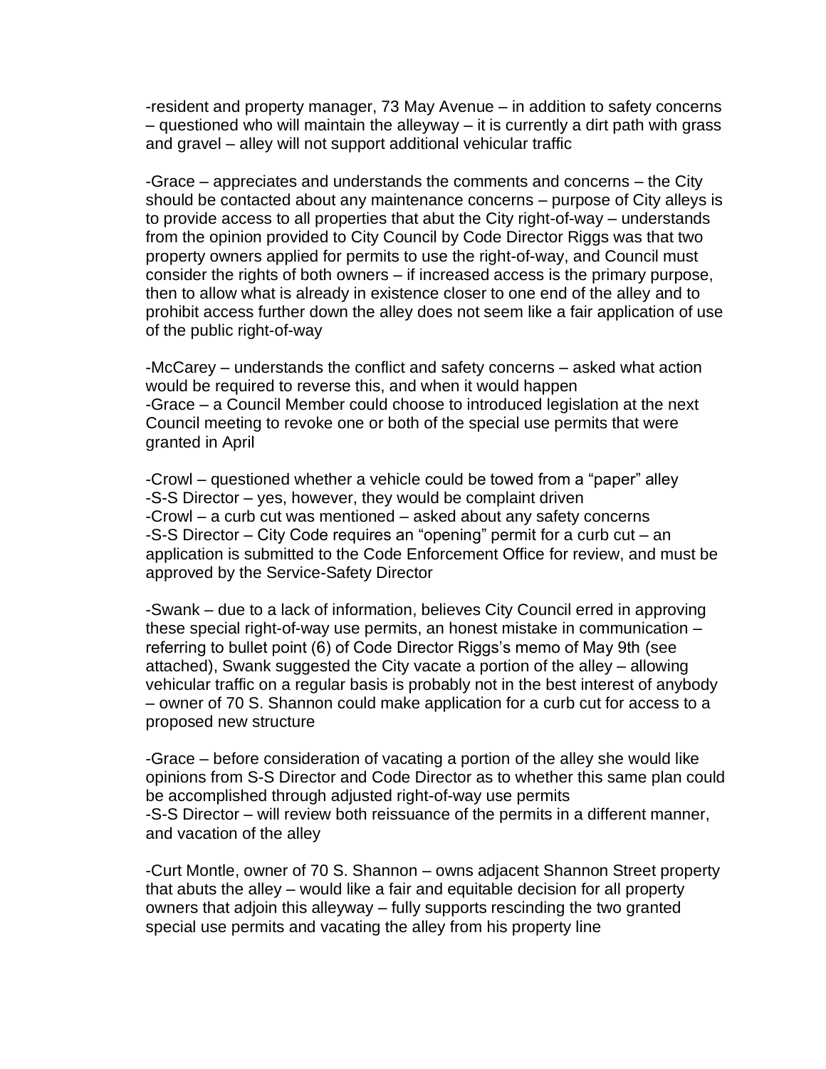-resident and property manager, 73 May Avenue – in addition to safety concerns – questioned who will maintain the alleyway – it is currently a dirt path with grass and gravel – alley will not support additional vehicular traffic

-Grace – appreciates and understands the comments and concerns – the City should be contacted about any maintenance concerns – purpose of City alleys is to provide access to all properties that abut the City right-of-way – understands from the opinion provided to City Council by Code Director Riggs was that two property owners applied for permits to use the right-of-way, and Council must consider the rights of both owners – if increased access is the primary purpose, then to allow what is already in existence closer to one end of the alley and to prohibit access further down the alley does not seem like a fair application of use of the public right-of-way

-McCarey – understands the conflict and safety concerns – asked what action would be required to reverse this, and when it would happen
-Grace – a Council Member could choose to introduced legislation at the next Council meeting to revoke one or both of the special use permits that were granted in April

-Crowl – questioned whether a vehicle could be towed from a "paper" alley
-S-S Director – yes, however, they would be complaint driven
-Crowl – a curb cut was mentioned – asked about any safety concerns
-S-S Director – City Code requires an "opening" permit for a curb cut – an application is submitted to the Code Enforcement Office for review, and must be approved by the Service-Safety Director

-Swank – due to a lack of information, believes City Council erred in approving these special right-of-way use permits, an honest mistake in communication – referring to bullet point (6) of Code Director Riggs's memo of May 9th (see attached), Swank suggested the City vacate a portion of the alley – allowing vehicular traffic on a regular basis is probably not in the best interest of anybody – owner of 70 S. Shannon could make application for a curb cut for access to a proposed new structure

-Grace – before consideration of vacating a portion of the alley she would like opinions from S-S Director and Code Director as to whether this same plan could be accomplished through adjusted right-of-way use permits
-S-S Director – will review both reissuance of the permits in a different manner, and vacation of the alley

-Curt Montle, owner of 70 S. Shannon – owns adjacent Shannon Street property that abuts the alley – would like a fair and equitable decision for all property owners that adjoin this alleyway – fully supports rescinding the two granted special use permits and vacating the alley from his property line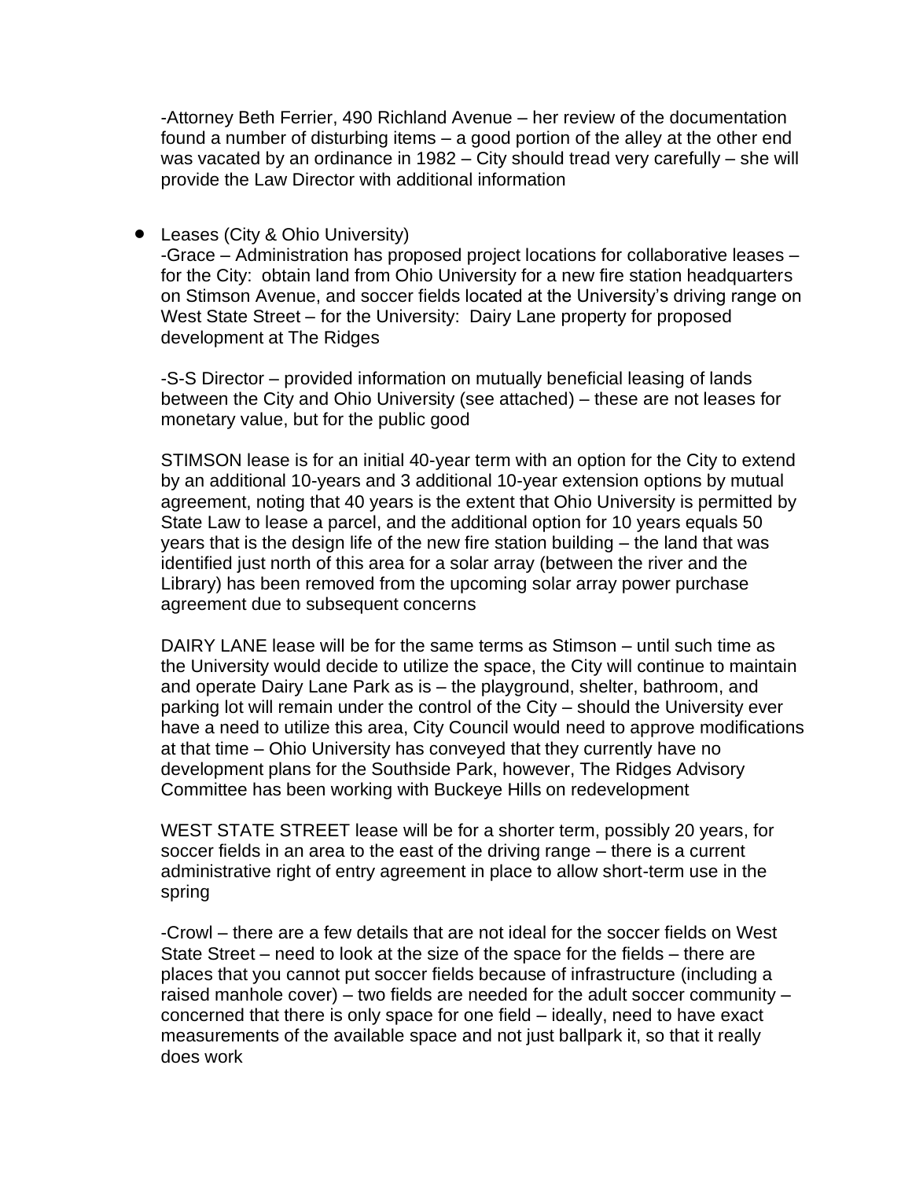-Attorney Beth Ferrier, 490 Richland Avenue – her review of the documentation found a number of disturbing items – a good portion of the alley at the other end was vacated by an ordinance in 1982 – City should tread very carefully – she will provide the Law Director with additional information

- Leases (City & Ohio University)

  -Grace – Administration has proposed project locations for collaborative leases – for the City: obtain land from Ohio University for a new fire station headquarters on Stimson Avenue, and soccer fields located at the University's driving range on West State Street – for the University: Dairy Lane property for proposed development at The Ridges

  -S-S Director – provided information on mutually beneficial leasing of lands between the City and Ohio University (see attached) – these are not leases for monetary value, but for the public good

  STIMSON lease is for an initial 40-year term with an option for the City to extend by an additional 10-years and 3 additional 10-year extension options by mutual agreement, noting that 40 years is the extent that Ohio University is permitted by State Law to lease a parcel, and the additional option for 10 years equals 50 years that is the design life of the new fire station building – the land that was identified just north of this area for a solar array (between the river and the Library) has been removed from the upcoming solar array power purchase agreement due to subsequent concerns

  DAIRY LANE lease will be for the same terms as Stimson – until such time as the University would decide to utilize the space, the City will continue to maintain and operate Dairy Lane Park as is – the playground, shelter, bathroom, and parking lot will remain under the control of the City – should the University ever have a need to utilize this area, City Council would need to approve modifications at that time – Ohio University has conveyed that they currently have no development plans for the Southside Park, however, The Ridges Advisory Committee has been working with Buckeye Hills on redevelopment

  WEST STATE STREET lease will be for a shorter term, possibly 20 years, for soccer fields in an area to the east of the driving range – there is a current administrative right of entry agreement in place to allow short-term use in the spring

  -Crowl – there are a few details that are not ideal for the soccer fields on West State Street – need to look at the size of the space for the fields – there are places that you cannot put soccer fields because of infrastructure (including a raised manhole cover) – two fields are needed for the adult soccer community – concerned that there is only space for one field – ideally, need to have exact measurements of the available space and not just ballpark it, so that it really does work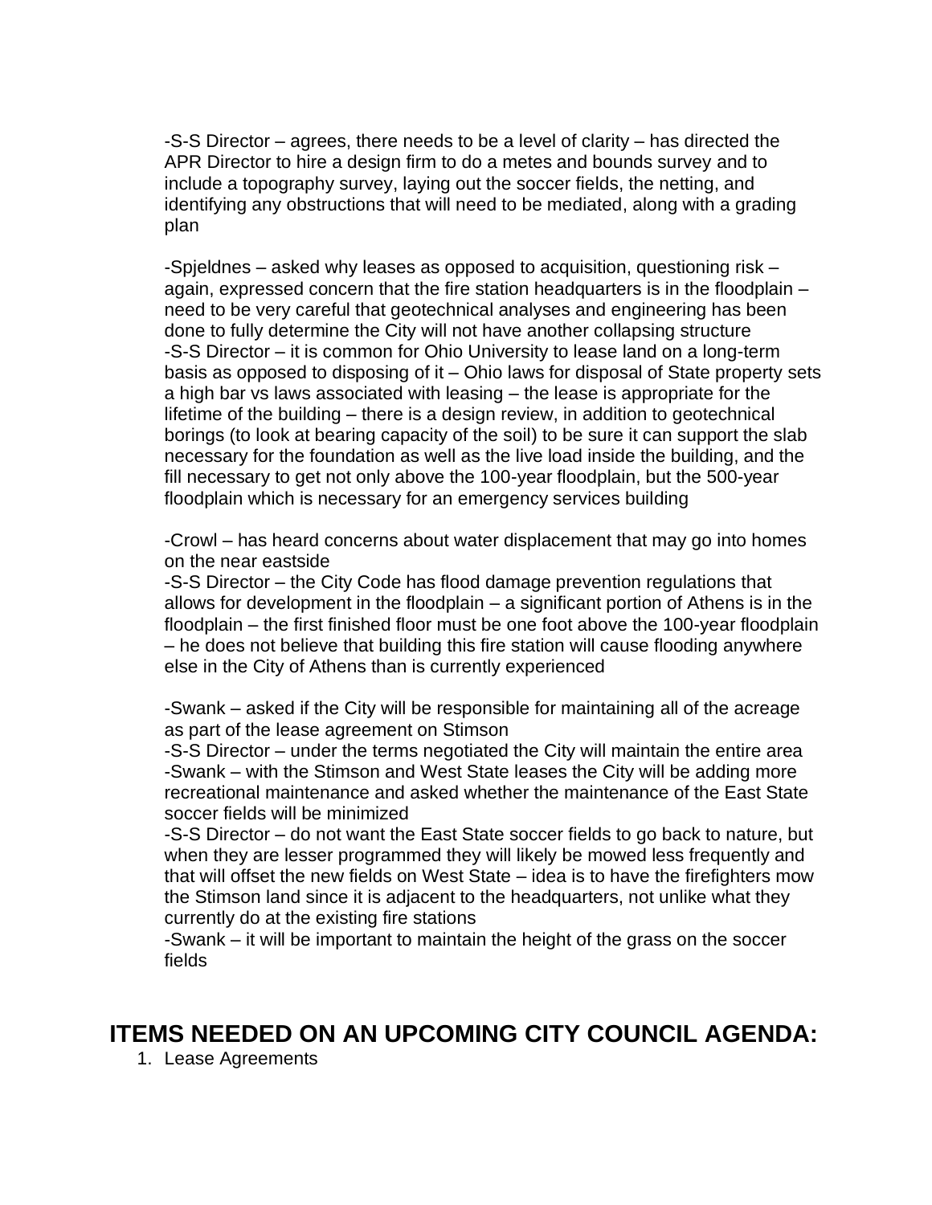-S-S Director – agrees, there needs to be a level of clarity – has directed the APR Director to hire a design firm to do a metes and bounds survey and to include a topography survey, laying out the soccer fields, the netting, and identifying any obstructions that will need to be mediated, along with a grading plan

-Spjeldnes – asked why leases as opposed to acquisition, questioning risk – again, expressed concern that the fire station headquarters is in the floodplain – need to be very careful that geotechnical analyses and engineering has been done to fully determine the City will not have another collapsing structure
-S-S Director – it is common for Ohio University to lease land on a long-term basis as opposed to disposing of it – Ohio laws for disposal of State property sets a high bar vs laws associated with leasing – the lease is appropriate for the lifetime of the building – there is a design review, in addition to geotechnical borings (to look at bearing capacity of the soil) to be sure it can support the slab necessary for the foundation as well as the live load inside the building, and the fill necessary to get not only above the 100-year floodplain, but the 500-year floodplain which is necessary for an emergency services building

-Crowl – has heard concerns about water displacement that may go into homes on the near eastside
-S-S Director – the City Code has flood damage prevention regulations that allows for development in the floodplain – a significant portion of Athens is in the floodplain – the first finished floor must be one foot above the 100-year floodplain – he does not believe that building this fire station will cause flooding anywhere else in the City of Athens than is currently experienced

-Swank – asked if the City will be responsible for maintaining all of the acreage as part of the lease agreement on Stimson
-S-S Director – under the terms negotiated the City will maintain the entire area
-Swank – with the Stimson and West State leases the City will be adding more recreational maintenance and asked whether the maintenance of the East State soccer fields will be minimized
-S-S Director – do not want the East State soccer fields to go back to nature, but when they are lesser programmed they will likely be mowed less frequently and that will offset the new fields on West State – idea is to have the firefighters mow the Stimson land since it is adjacent to the headquarters, not unlike what they currently do at the existing fire stations
-Swank – it will be important to maintain the height of the grass on the soccer fields

## ITEMS NEEDED ON AN UPCOMING CITY COUNCIL AGENDA:

1. Lease Agreements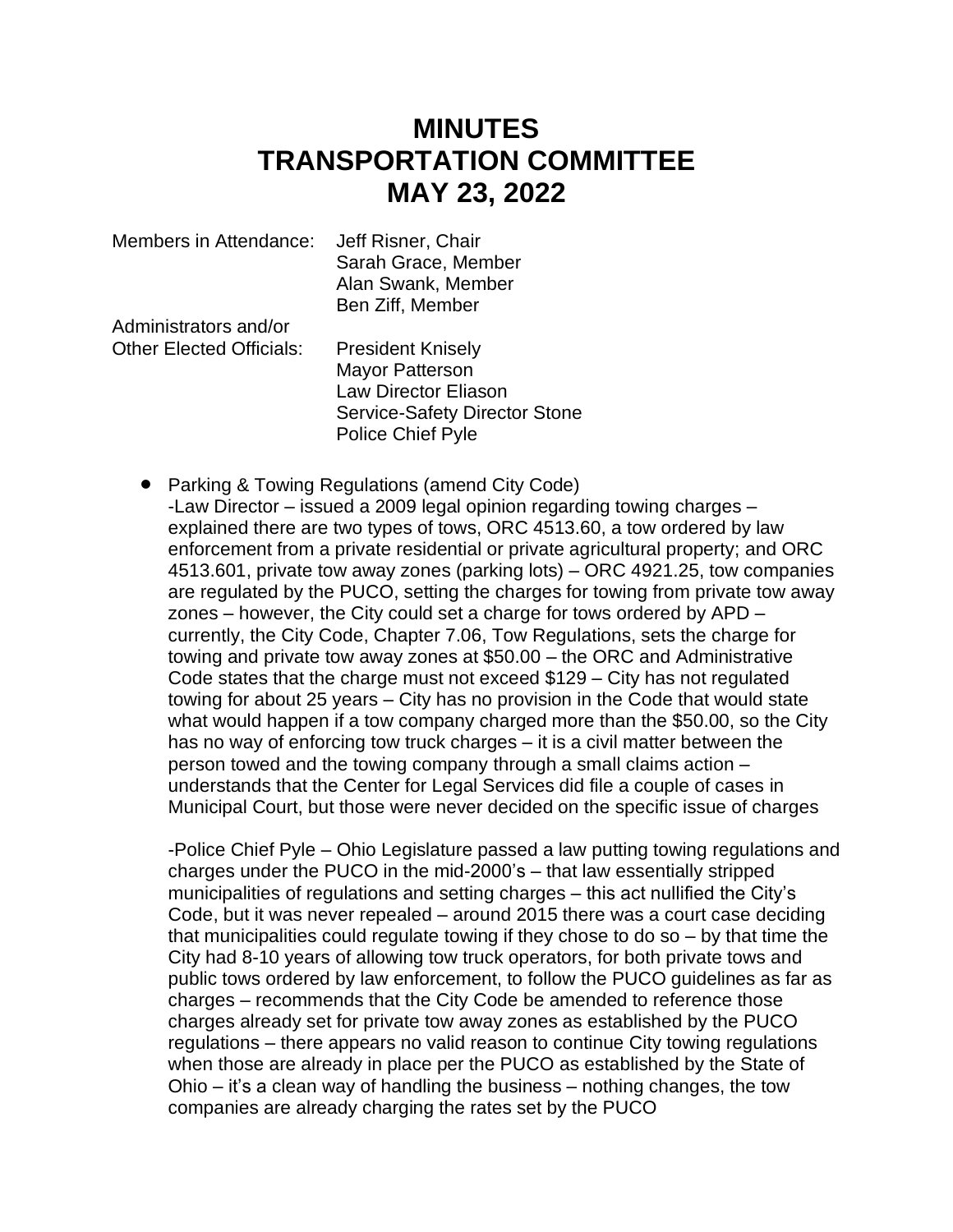# MINUTES
# TRANSPORTATION COMMITTEE
# MAY 23, 2022

Members in Attendance: Jeff Risner, Chair
Sarah Grace, Member
Alan Swank, Member
Ben Ziff, Member

Administrators and/or
Other Elected Officials: President Knisely
Mayor Patterson
Law Director Eliason
Service-Safety Director Stone
Police Chief Pyle

- Parking & Towing Regulations (amend City Code)
  -Law Director – issued a 2009 legal opinion regarding towing charges – explained there are two types of tows, ORC 4513.60, a tow ordered by law enforcement from a private residential or private agricultural property; and ORC 4513.601, private tow away zones (parking lots) – ORC 4921.25, tow companies are regulated by the PUCO, setting the charges for towing from private tow away zones – however, the City could set a charge for tows ordered by APD – currently, the City Code, Chapter 7.06, Tow Regulations, sets the charge for towing and private tow away zones at $50.00 – the ORC and Administrative Code states that the charge must not exceed $129 – City has not regulated towing for about 25 years – City has no provision in the Code that would state what would happen if a tow company charged more than the $50.00, so the City has no way of enforcing tow truck charges – it is a civil matter between the person towed and the towing company through a small claims action – understands that the Center for Legal Services did file a couple of cases in Municipal Court, but those were never decided on the specific issue of charges

  -Police Chief Pyle – Ohio Legislature passed a law putting towing regulations and charges under the PUCO in the mid-2000's – that law essentially stripped municipalities of regulations and setting charges – this act nullified the City's Code, but it was never repealed – around 2015 there was a court case deciding that municipalities could regulate towing if they chose to do so – by that time the City had 8-10 years of allowing tow truck operators, for both private tows and public tows ordered by law enforcement, to follow the PUCO guidelines as far as charges – recommends that the City Code be amended to reference those charges already set for private tow away zones as established by the PUCO regulations – there appears no valid reason to continue City towing regulations when those are already in place per the PUCO as established by the State of Ohio – it's a clean way of handling the business – nothing changes, the tow companies are already charging the rates set by the PUCO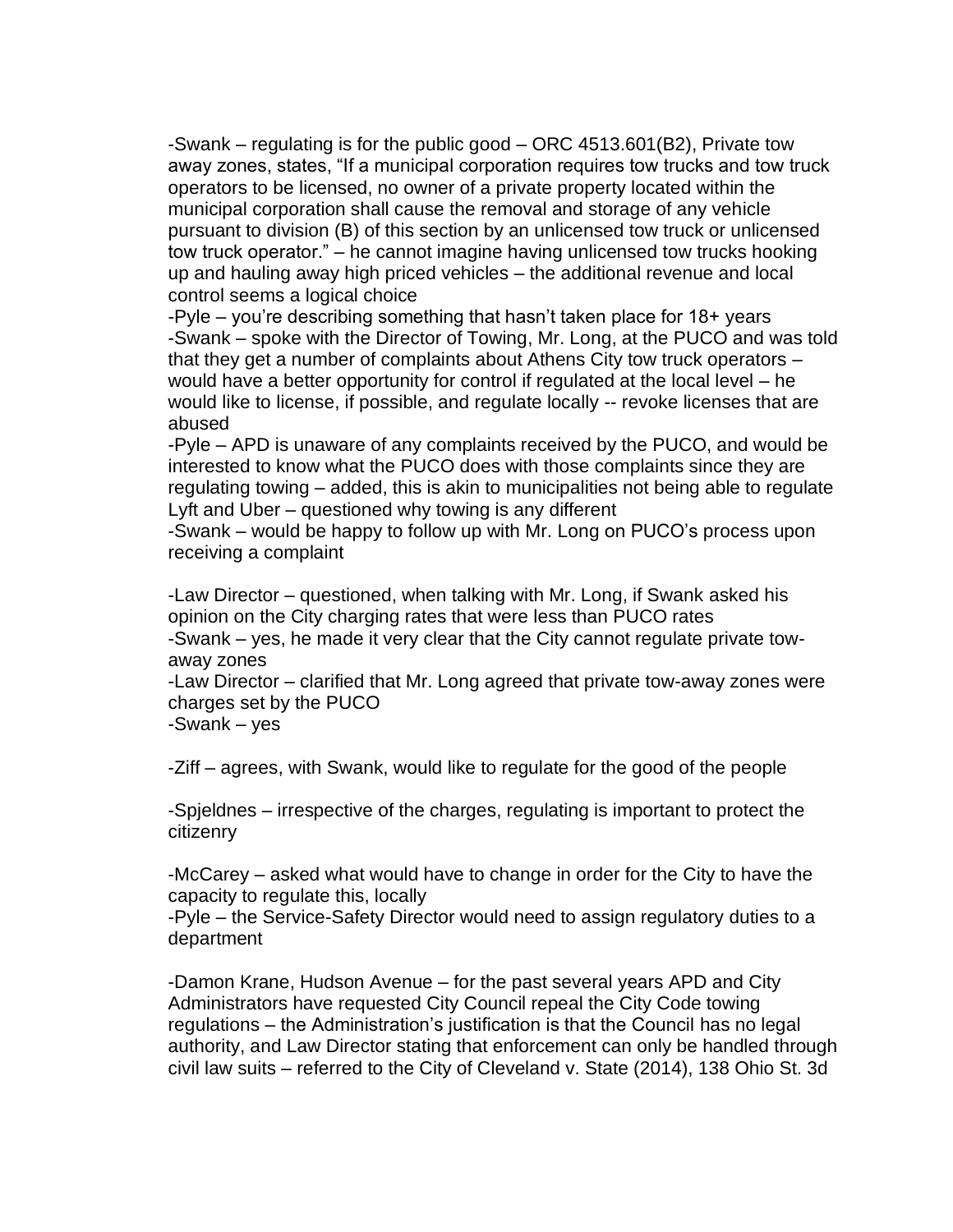-Swank – regulating is for the public good – ORC 4513.601(B2), Private tow away zones, states, "If a municipal corporation requires tow trucks and tow truck operators to be licensed, no owner of a private property located within the municipal corporation shall cause the removal and storage of any vehicle pursuant to division (B) of this section by an unlicensed tow truck or unlicensed tow truck operator." – he cannot imagine having unlicensed tow trucks hooking up and hauling away high priced vehicles – the additional revenue and local control seems a logical choice

-Pyle – you're describing something that hasn't taken place for 18+ years

-Swank – spoke with the Director of Towing, Mr. Long, at the PUCO and was told that they get a number of complaints about Athens City tow truck operators – would have a better opportunity for control if regulated at the local level – he would like to license, if possible, and regulate locally -- revoke licenses that are abused

-Pyle – APD is unaware of any complaints received by the PUCO, and would be interested to know what the PUCO does with those complaints since they are regulating towing – added, this is akin to municipalities not being able to regulate Lyft and Uber – questioned why towing is any different

-Swank – would be happy to follow up with Mr. Long on PUCO's process upon receiving a complaint

-Law Director – questioned, when talking with Mr. Long, if Swank asked his opinion on the City charging rates that were less than PUCO rates

-Swank – yes, he made it very clear that the City cannot regulate private tow-away zones

-Law Director – clarified that Mr. Long agreed that private tow-away zones were charges set by the PUCO

-Swank – yes

-Ziff – agrees, with Swank, would like to regulate for the good of the people

-Spjeldnes – irrespective of the charges, regulating is important to protect the citizenry

-McCarey – asked what would have to change in order for the City to have the capacity to regulate this, locally

-Pyle – the Service-Safety Director would need to assign regulatory duties to a department

-Damon Krane, Hudson Avenue – for the past several years APD and City Administrators have requested City Council repeal the City Code towing regulations – the Administration's justification is that the Council has no legal authority, and Law Director stating that enforcement can only be handled through civil law suits – referred to the City of Cleveland v. State (2014), 138 Ohio St. 3d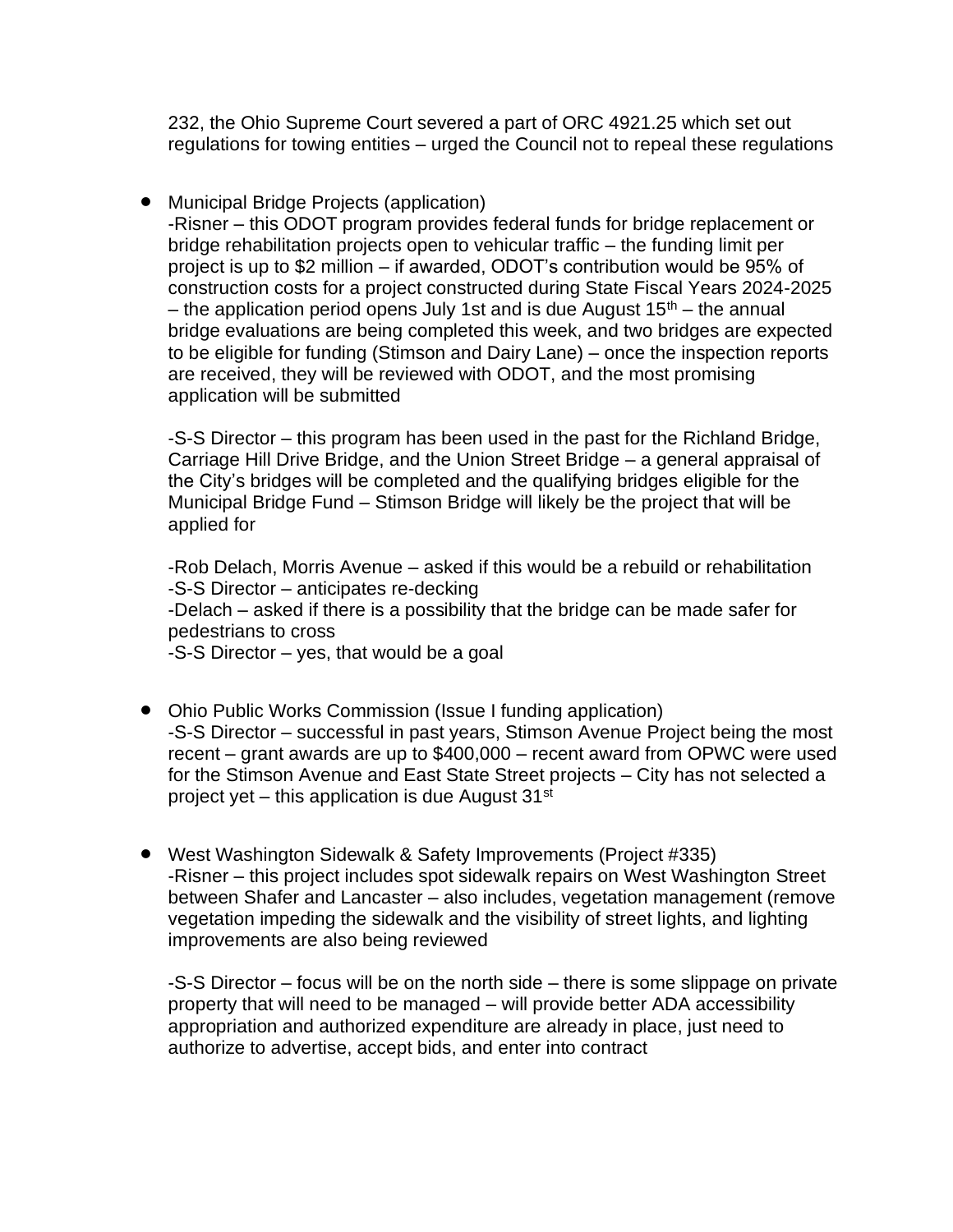232, the Ohio Supreme Court severed a part of ORC 4921.25 which set out regulations for towing entities – urged the Council not to repeal these regulations

- Municipal Bridge Projects (application)
  -Risner – this ODOT program provides federal funds for bridge replacement or bridge rehabilitation projects open to vehicular traffic – the funding limit per project is up to $2 million – if awarded, ODOT's contribution would be 95% of construction costs for a project constructed during State Fiscal Years 2024-2025 – the application period opens July 1st and is due August 15th – the annual bridge evaluations are being completed this week, and two bridges are expected to be eligible for funding (Stimson and Dairy Lane) – once the inspection reports are received, they will be reviewed with ODOT, and the most promising application will be submitted

  -S-S Director – this program has been used in the past for the Richland Bridge, Carriage Hill Drive Bridge, and the Union Street Bridge – a general appraisal of the City's bridges will be completed and the qualifying bridges eligible for the Municipal Bridge Fund – Stimson Bridge will likely be the project that will be applied for

  -Rob Delach, Morris Avenue – asked if this would be a rebuild or rehabilitation
  -S-S Director – anticipates re-decking
  -Delach – asked if there is a possibility that the bridge can be made safer for pedestrians to cross
  -S-S Director – yes, that would be a goal

- Ohio Public Works Commission (Issue I funding application)
  -S-S Director – successful in past years, Stimson Avenue Project being the most recent – grant awards are up to $400,000 – recent award from OPWC were used for the Stimson Avenue and East State Street projects – City has not selected a project yet – this application is due August 31st

- West Washington Sidewalk & Safety Improvements (Project #335)
  -Risner – this project includes spot sidewalk repairs on West Washington Street between Shafer and Lancaster – also includes, vegetation management (remove vegetation impeding the sidewalk and the visibility of street lights, and lighting improvements are also being reviewed

  -S-S Director – focus will be on the north side – there is some slippage on private property that will need to be managed – will provide better ADA accessibility appropriation and authorized expenditure are already in place, just need to authorize to advertise, accept bids, and enter into contract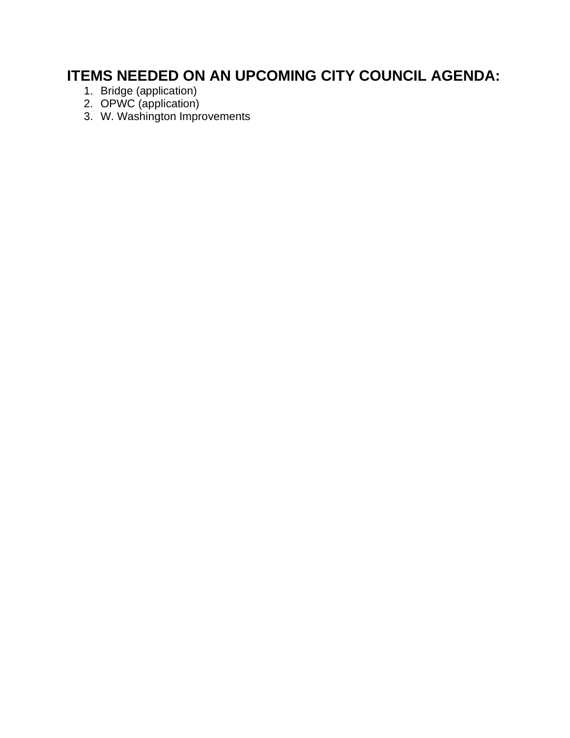## ITEMS NEEDED ON AN UPCOMING CITY COUNCIL AGENDA:

1. Bridge (application)
2. OPWC (application)
3. W. Washington Improvements